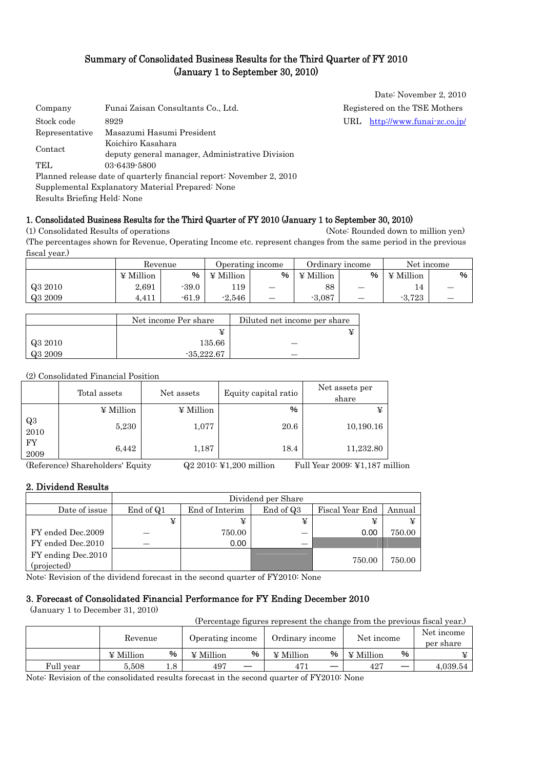# Summary of Consolidated Business Results for the Third Quarter of FY 2010 (January 1 to September 30, 2010)

Date: November 2, 2010

| | | |
|---|---|---|
| Company | Funai Zaisan Consultants Co., Ltd. | Registered on the TSE Mothers |
| Stock code | 8929 | URL http://www.funai-zc.co.jp/ |
| Representative | Masazumi Hasumi President | |
| Contact | Koichiro Kasahara<br>deputy general manager, Administrative Division | |
| TEL | 03-6439-5800 | |

Planned release date of quarterly financial report: November 2, 2010
Supplemental Explanatory Material Prepared: None
Results Briefing Held: None

## 1. Consolidated Business Results for the Third Quarter of FY 2010 (January 1 to September 30, 2010)

(1) Consolidated Results of operations (Note: Rounded down to million yen)
(The percentages shown for Revenue, Operating Income etc. represent changes from the same period in the previous fiscal year.)

| | Revenue | | Operating income | | Ordinary income | | Net income | |
|---|---|---|---|---|---|---|---|---|
| | ¥ Million | % | ¥ Million | % | ¥ Million | % | ¥ Million | % |
| Q3 2010 | 2,691 | -39.0 | 119 | — | 88 | — | 14 | — |
| Q3 2009 | 4,411 | -61.9 | -2,546 | — | -3,087 | — | -3,723 | — |

| | Net income Per share | Diluted net income per share |
|---|---|---|
| | ¥ | ¥ |
| Q3 2010 | 135.66 | — |
| Q3 2009 | -35,222.67 | — |

(2) Consolidated Financial Position

| | Total assets | Net assets | Equity capital ratio | Net assets per share |
|---|---|---|---|---|
| | ¥ Million | ¥ Million | % | ¥ |
| Q3 2010 | 5,230 | 1,077 | 20.6 | 10,190.16 |
| FY 2009 | 6,442 | 1,187 | 18.4 | 11,232.80 |

(Reference) Shareholders' Equity Q2 2010: ¥1,200 million Full Year 2009: ¥1,187 million

## 2. Dividend Results

| | Dividend per Share | | | | |
|---|---|---|---|---|---|
| Date of issue | End of Q1 | End of Interim | End of Q3 | Fiscal Year End | Annual |
| | ¥ | ¥ | ¥ | ¥ | ¥ |
| FY ended Dec.2009 | — | 750.00 | — | 0.00 | 750.00 |
| FY ended Dec.2010 | — | 0.00 | — | | |
| FY ending Dec.2010 (projected) | | | | 750.00 | 750.00 |

Note: Revision of the dividend forecast in the second quarter of FY2010: None

## 3. Forecast of Consolidated Financial Performance for FY Ending December 2010

(January 1 to December 31, 2010)

(Percentage figures represent the change from the previous fiscal year.)

| | Revenue | | Operating income | | Ordinary income | | Net income | | Net income per share |
|---|---|---|---|---|---|---|---|---|---|
| | ¥ Million | % | ¥ Million | % | ¥ Million | % | ¥ Million | % | ¥ |
| Full year | 5,508 | 1.8 | 497 | — | 471 | — | 427 | — | 4,039.54 |

Note: Revision of the consolidated results forecast in the second quarter of FY2010: None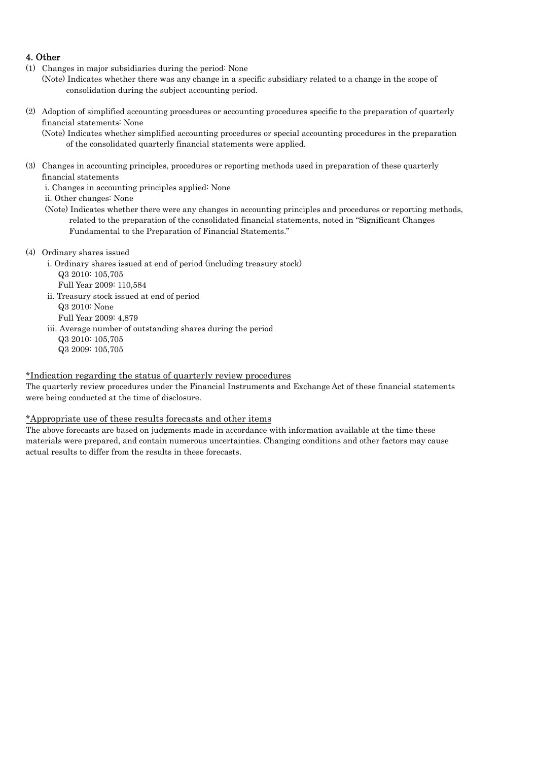## 4. Other

(1) Changes in major subsidiaries during the period: None

(Note) Indicates whether there was any change in a specific subsidiary related to a change in the scope of consolidation during the subject accounting period.

(2) Adoption of simplified accounting procedures or accounting procedures specific to the preparation of quarterly financial statements: None

(Note) Indicates whether simplified accounting procedures or special accounting procedures in the preparation of the consolidated quarterly financial statements were applied.

(3) Changes in accounting principles, procedures or reporting methods used in preparation of these quarterly financial statements

i. Changes in accounting principles applied: None

ii. Other changes: None

(Note) Indicates whether there were any changes in accounting principles and procedures or reporting methods, related to the preparation of the consolidated financial statements, noted in "Significant Changes Fundamental to the Preparation of Financial Statements."

(4) Ordinary shares issued

i. Ordinary shares issued at end of period (including treasury stock)
Q3 2010: 105,705
Full Year 2009: 110,584

ii. Treasury stock issued at end of period
Q3 2010: None
Full Year 2009: 4,879

iii. Average number of outstanding shares during the period
Q3 2010: 105,705
Q3 2009: 105,705

*Indication regarding the status of quarterly review procedures

The quarterly review procedures under the Financial Instruments and Exchange Act of these financial statements were being conducted at the time of disclosure.

*Appropriate use of these results forecasts and other items

The above forecasts are based on judgments made in accordance with information available at the time these materials were prepared, and contain numerous uncertainties. Changing conditions and other factors may cause actual results to differ from the results in these forecasts.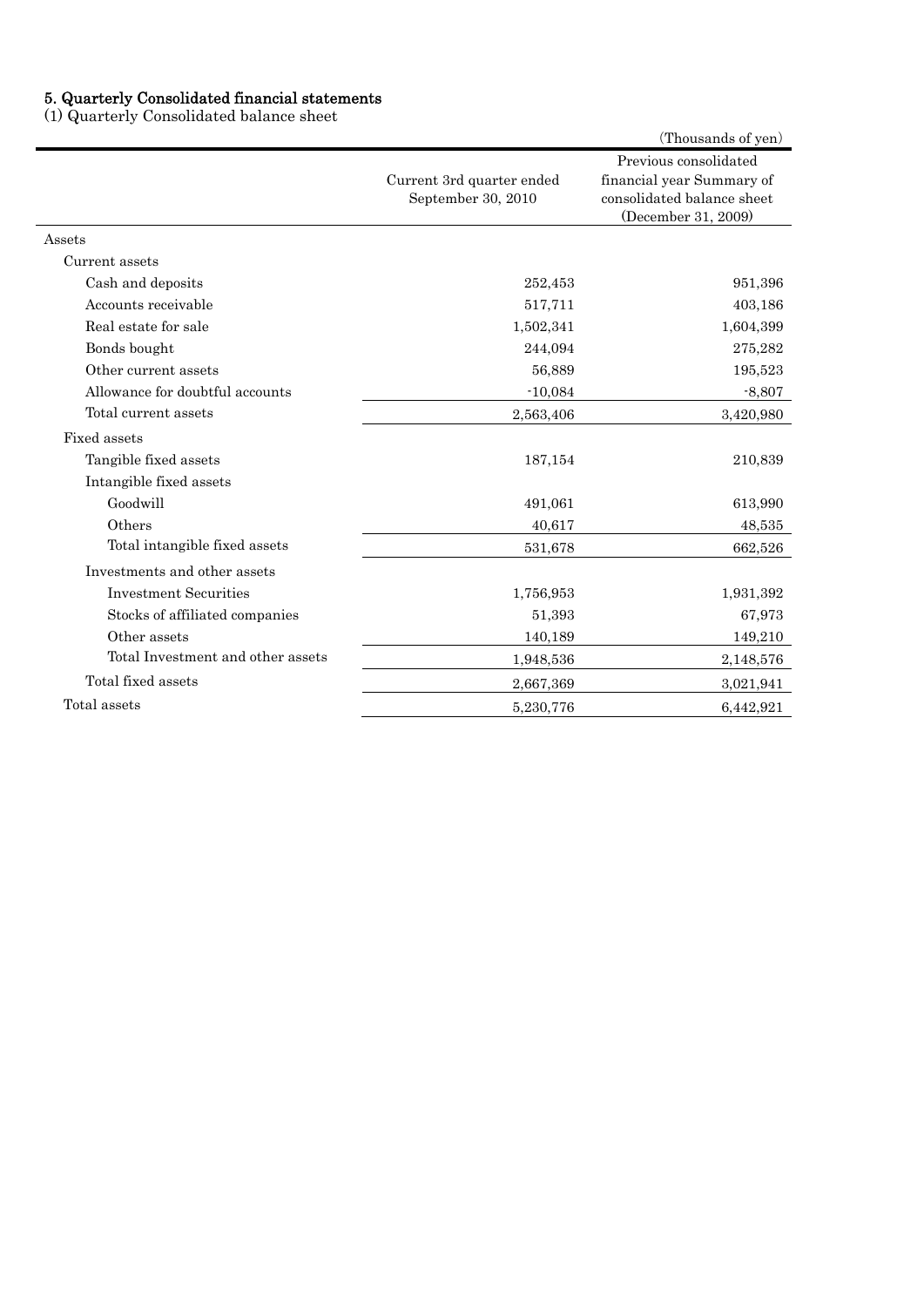## 5. Quarterly Consolidated financial statements

(1) Quarterly Consolidated balance sheet

(Thousands of yen)

| | Current 3rd quarter ended September 30, 2010 | Previous consolidated financial year Summary of consolidated balance sheet (December 31, 2009) |
|---|---|---|
| Assets | | |
| Current assets | | |
| Cash and deposits | 252,453 | 951,396 |
| Accounts receivable | 517,711 | 403,186 |
| Real estate for sale | 1,502,341 | 1,604,399 |
| Bonds bought | 244,094 | 275,282 |
| Other current assets | 56,889 | 195,523 |
| Allowance for doubtful accounts | -10,084 | -8,807 |
| Total current assets | 2,563,406 | 3,420,980 |
| Fixed assets | | |
| Tangible fixed assets | 187,154 | 210,839 |
| Intangible fixed assets | | |
| Goodwill | 491,061 | 613,990 |
| Others | 40,617 | 48,535 |
| Total intangible fixed assets | 531,678 | 662,526 |
| Investments and other assets | | |
| Investment Securities | 1,756,953 | 1,931,392 |
| Stocks of affiliated companies | 51,393 | 67,973 |
| Other assets | 140,189 | 149,210 |
| Total Investment and other assets | 1,948,536 | 2,148,576 |
| Total fixed assets | 2,667,369 | 3,021,941 |
| Total assets | 5,230,776 | 6,442,921 |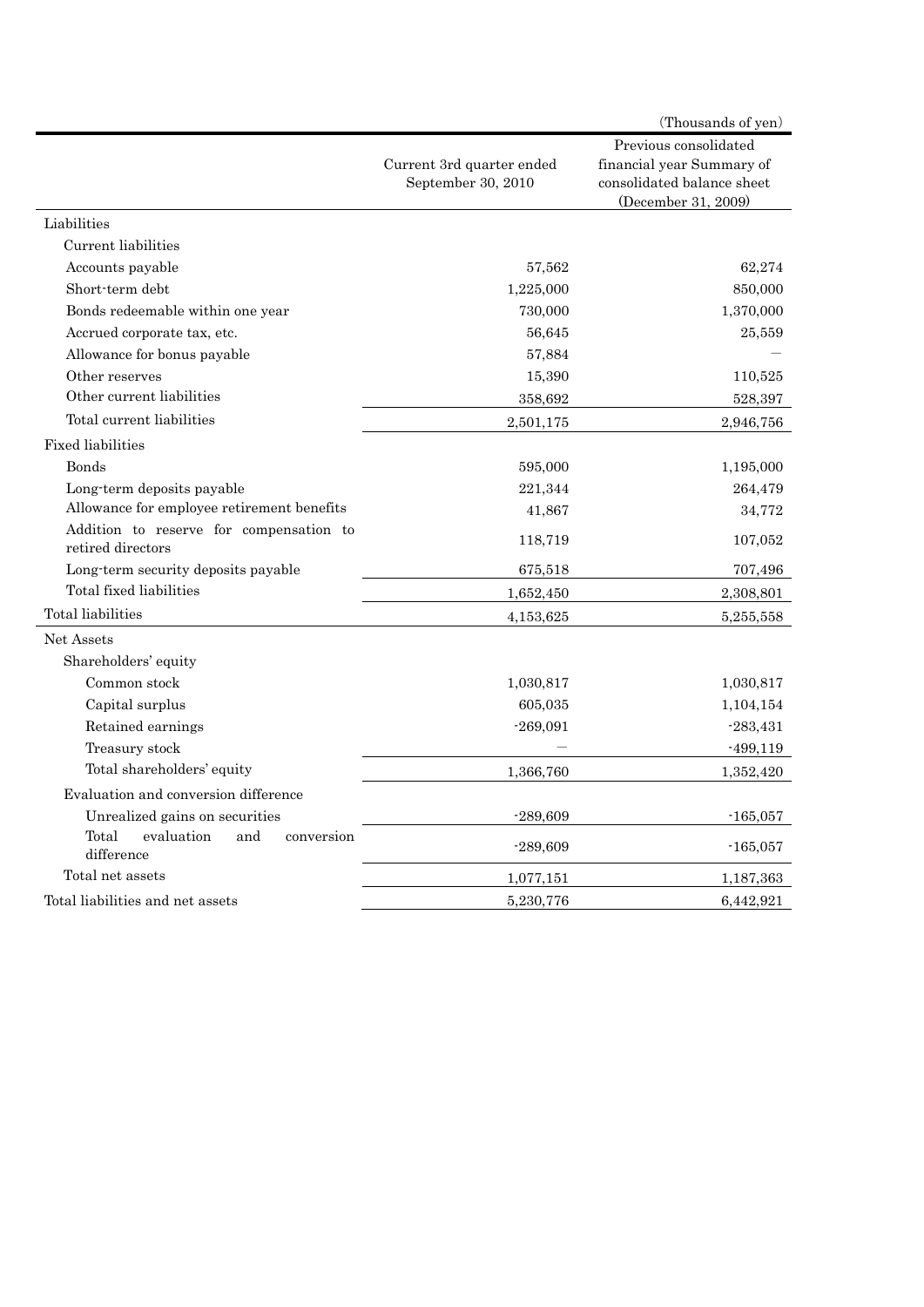(Thousands of yen)

| | Current 3rd quarter ended September 30, 2010 | Previous consolidated financial year Summary of consolidated balance sheet (December 31, 2009) |
|---|---|---|
| Liabilities | | |
| Current liabilities | | |
| Accounts payable | 57,562 | 62,274 |
| Short-term debt | 1,225,000 | 850,000 |
| Bonds redeemable within one year | 730,000 | 1,370,000 |
| Accrued corporate tax, etc. | 56,645 | 25,559 |
| Allowance for bonus payable | 57,884 | — |
| Other reserves | 15,390 | 110,525 |
| Other current liabilities | 358,692 | 528,397 |
| Total current liabilities | 2,501,175 | 2,946,756 |
| Fixed liabilities | | |
| Bonds | 595,000 | 1,195,000 |
| Long-term deposits payable | 221,344 | 264,479 |
| Allowance for employee retirement benefits | 41,867 | 34,772 |
| Addition to reserve for compensation to retired directors | 118,719 | 107,052 |
| Long-term security deposits payable | 675,518 | 707,496 |
| Total fixed liabilities | 1,652,450 | 2,308,801 |
| Total liabilities | 4,153,625 | 5,255,558 |
| Net Assets | | |
| Shareholders' equity | | |
| Common stock | 1,030,817 | 1,030,817 |
| Capital surplus | 605,035 | 1,104,154 |
| Retained earnings | -269,091 | -283,431 |
| Treasury stock | — | -499,119 |
| Total shareholders' equity | 1,366,760 | 1,352,420 |
| Evaluation and conversion difference | | |
| Unrealized gains on securities | -289,609 | -165,057 |
| Total evaluation and conversion difference | -289,609 | -165,057 |
| Total net assets | 1,077,151 | 1,187,363 |
| Total liabilities and net assets | 5,230,776 | 6,442,921 |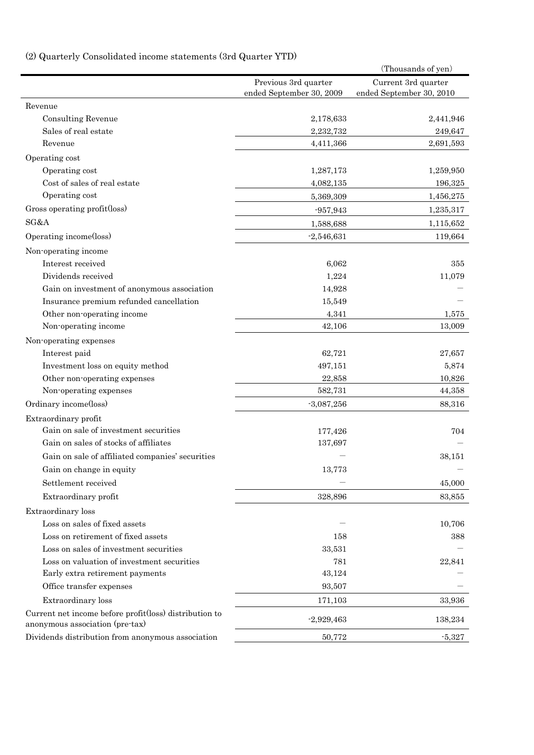(2) Quarterly Consolidated income statements (3rd Quarter YTD)

(Thousands of yen)

| | Previous 3rd quarter ended September 30, 2009 | Current 3rd quarter ended September 30, 2010 |
|---|---|---|
| Revenue | | |
| Consulting Revenue | 2,178,633 | 2,441,946 |
| Sales of real estate | 2,232,732 | 249,647 |
| Revenue | 4,411,366 | 2,691,593 |
| Operating cost | | |
| Operating cost | 1,287,173 | 1,259,950 |
| Cost of sales of real estate | 4,082,135 | 196,325 |
| Operating cost | 5,369,309 | 1,456,275 |
| Gross operating profit(loss) | -957,943 | 1,235,317 |
| SG&A | 1,588,688 | 1,115,652 |
| Operating income(loss) | -2,546,631 | 119,664 |
| Non-operating income | | |
| Interest received | 6,062 | 355 |
| Dividends received | 1,224 | 11,079 |
| Gain on investment of anonymous association | 14,928 | — |
| Insurance premium refunded cancellation | 15,549 | — |
| Other non-operating income | 4,341 | 1,575 |
| Non-operating income | 42,106 | 13,009 |
| Non-operating expenses | | |
| Interest paid | 62,721 | 27,657 |
| Investment loss on equity method | 497,151 | 5,874 |
| Other non-operating expenses | 22,858 | 10,826 |
| Non-operating expenses | 582,731 | 44,358 |
| Ordinary income(loss) | -3,087,256 | 88,316 |
| Extraordinary profit | | |
| Gain on sale of investment securities | 177,426 | 704 |
| Gain on sales of stocks of affiliates | 137,697 | — |
| Gain on sale of affiliated companies' securities | — | 38,151 |
| Gain on change in equity | 13,773 | — |
| Settlement received | — | 45,000 |
| Extraordinary profit | 328,896 | 83,855 |
| Extraordinary loss | | |
| Loss on sales of fixed assets | — | 10,706 |
| Loss on retirement of fixed assets | 158 | 388 |
| Loss on sales of investment securities | 33,531 | — |
| Loss on valuation of investment securities | 781 | 22,841 |
| Early extra retirement payments | 43,124 | — |
| Office transfer expenses | 93,507 | — |
| Extraordinary loss | 171,103 | 33,936 |
| Current net income before profit(loss) distribution to anonymous association (pre-tax) | -2,929,463 | 138,234 |
| Dividends distribution from anonymous association | 50,772 | -5,327 |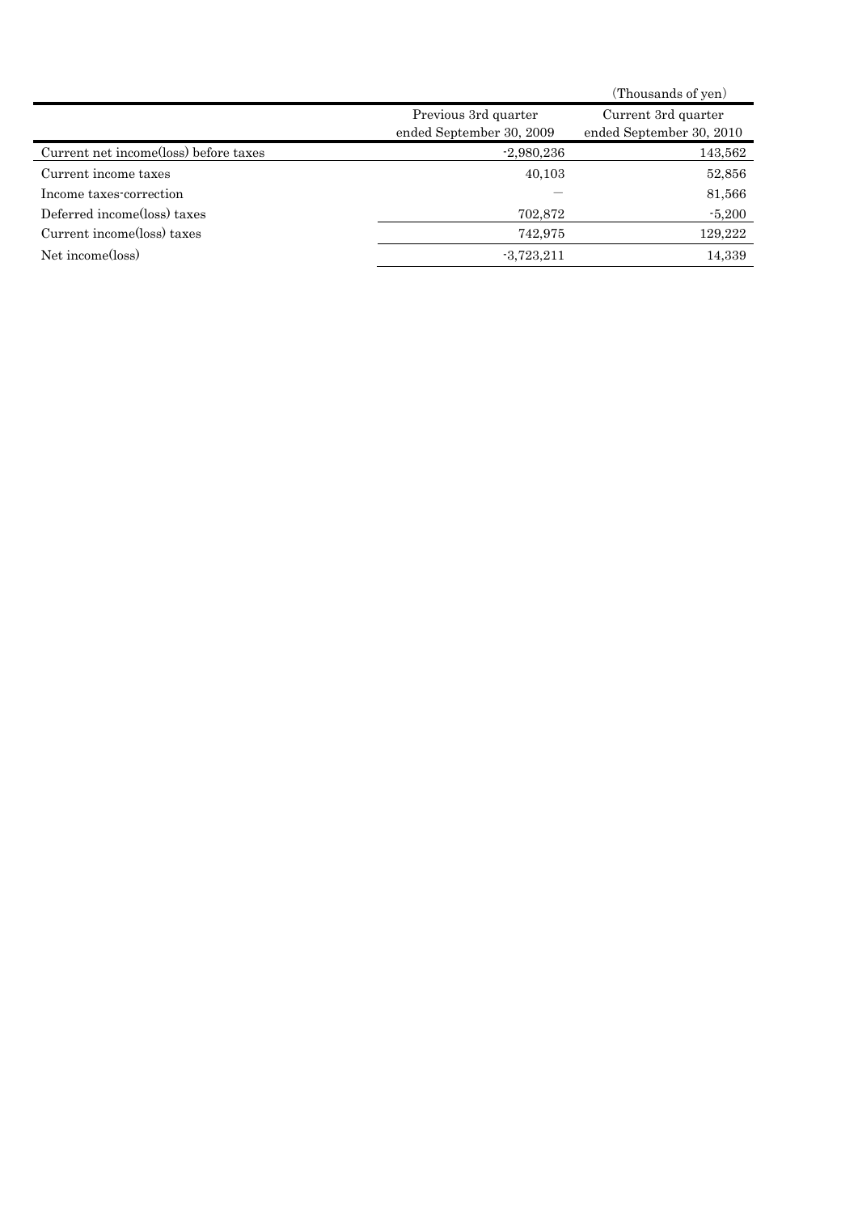(Thousands of yen)

| | Previous 3rd quarter ended September 30, 2009 | Current 3rd quarter ended September 30, 2010 |
|---|---|---|
| Current net income(loss) before taxes | -2,980,236 | 143,562 |
| Current income taxes | 40,103 | 52,856 |
| Income taxes-correction | — | 81,566 |
| Deferred income(loss) taxes | 702,872 | -5,200 |
| Current income(loss) taxes | 742,975 | 129,222 |
| Net income(loss) | -3,723,211 | 14,339 |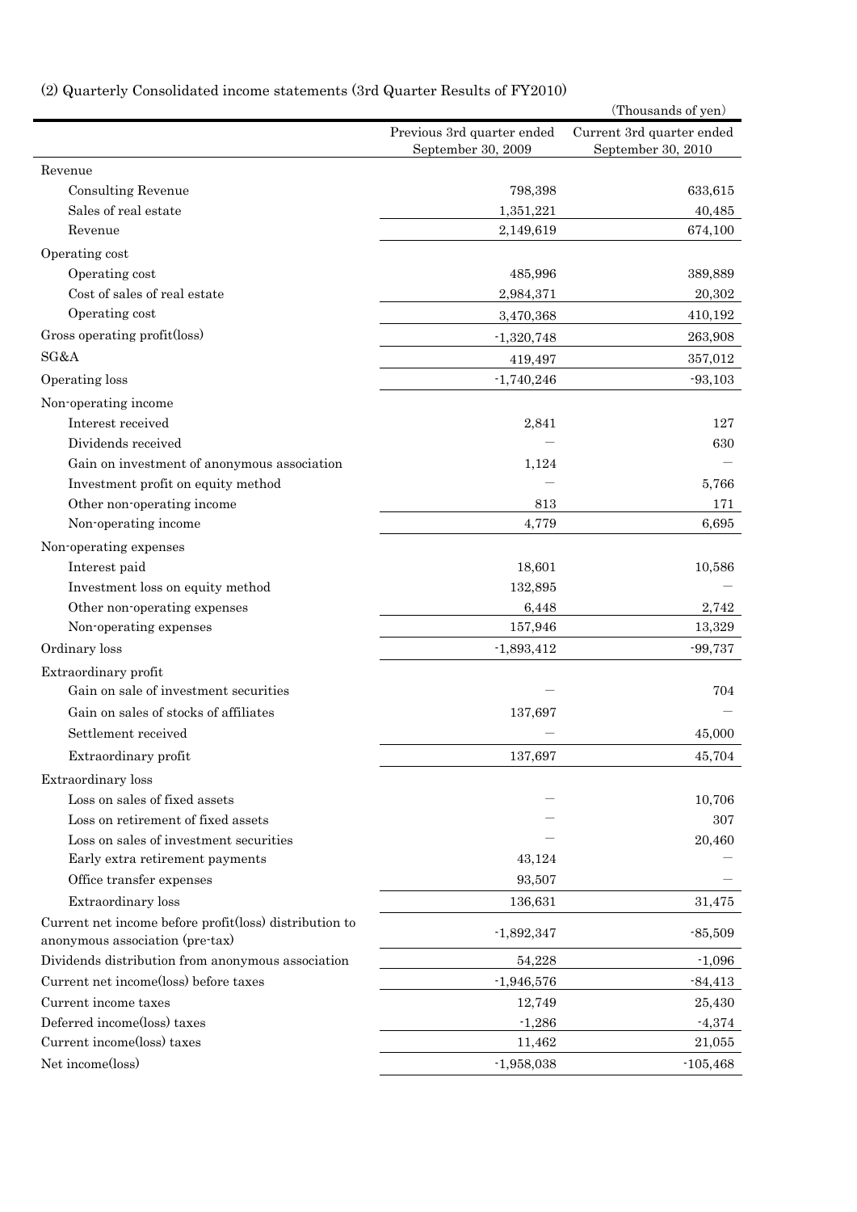(2) Quarterly Consolidated income statements (3rd Quarter Results of FY2010)

(Thousands of yen)

| | Previous 3rd quarter ended September 30, 2009 | Current 3rd quarter ended September 30, 2010 |
|---|---|---|
| Revenue | | |
| Consulting Revenue | 798,398 | 633,615 |
| Sales of real estate | 1,351,221 | 40,485 |
| Revenue | 2,149,619 | 674,100 |
| Operating cost | | |
| Operating cost | 485,996 | 389,889 |
| Cost of sales of real estate | 2,984,371 | 20,302 |
| Operating cost | 3,470,368 | 410,192 |
| Gross operating profit(loss) | -1,320,748 | 263,908 |
| SG&A | 419,497 | 357,012 |
| Operating loss | -1,740,246 | -93,103 |
| Non-operating income | | |
| Interest received | 2,841 | 127 |
| Dividends received | ― | 630 |
| Gain on investment of anonymous association | 1,124 | ― |
| Investment profit on equity method | ― | 5,766 |
| Other non-operating income | 813 | 171 |
| Non-operating income | 4,779 | 6,695 |
| Non-operating expenses | | |
| Interest paid | 18,601 | 10,586 |
| Investment loss on equity method | 132,895 | ― |
| Other non-operating expenses | 6,448 | 2,742 |
| Non-operating expenses | 157,946 | 13,329 |
| Ordinary loss | -1,893,412 | -99,737 |
| Extraordinary profit | | |
| Gain on sale of investment securities | ― | 704 |
| Gain on sales of stocks of affiliates | 137,697 | ― |
| Settlement received | ― | 45,000 |
| Extraordinary profit | 137,697 | 45,704 |
| Extraordinary loss | | |
| Loss on sales of fixed assets | ― | 10,706 |
| Loss on retirement of fixed assets | ― | 307 |
| Loss on sales of investment securities | ― | 20,460 |
| Early extra retirement payments | 43,124 | ― |
| Office transfer expenses | 93,507 | ― |
| Extraordinary loss | 136,631 | 31,475 |
| Current net income before profit(loss) distribution to anonymous association (pre-tax) | -1,892,347 | -85,509 |
| Dividends distribution from anonymous association | 54,228 | -1,096 |
| Current net income(loss) before taxes | -1,946,576 | -84,413 |
| Current income taxes | 12,749 | 25,430 |
| Deferred income(loss) taxes | -1,286 | -4,374 |
| Current income(loss) taxes | 11,462 | 21,055 |
| Net income(loss) | -1,958,038 | -105,468 |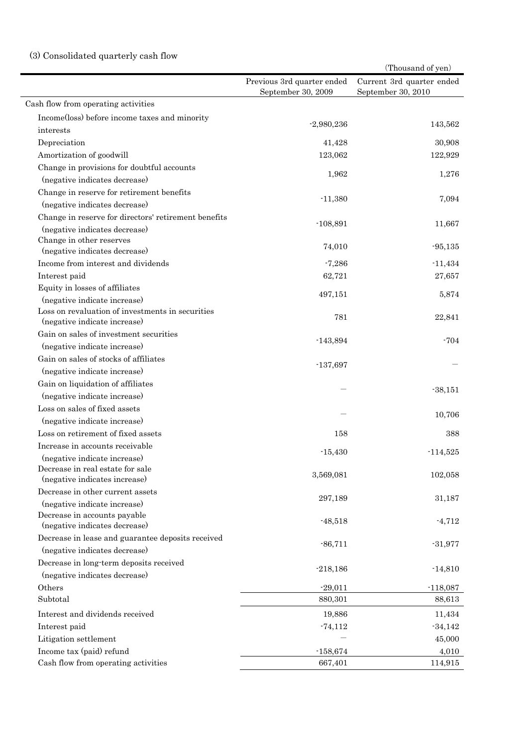### (3) Consolidated quarterly cash flow

(Thousand of yen)

| | Previous 3rd quarter ended September 30, 2009 | Current 3rd quarter ended September 30, 2010 |
|---|---|---|
| Cash flow from operating activities | | |
| Income(loss) before income taxes and minority interests | -2,980,236 | 143,562 |
| Depreciation | 41,428 | 30,908 |
| Amortization of goodwill | 123,062 | 122,929 |
| Change in provisions for doubtful accounts (negative indicates decrease) | 1,962 | 1,276 |
| Change in reserve for retirement benefits (negative indicates decrease) | -11,380 | 7,094 |
| Change in reserve for directors' retirement benefits (negative indicates decrease) | -108,891 | 11,667 |
| Change in other reserves (negative indicates decrease) | 74,010 | -95,135 |
| Income from interest and dividends | -7,286 | -11,434 |
| Interest paid | 62,721 | 27,657 |
| Equity in losses of affiliates (negative indicate increase) | 497,151 | 5,874 |
| Loss on revaluation of investments in securities (negative indicate increase) | 781 | 22,841 |
| Gain on sales of investment securities (negative indicate increase) | -143,894 | -704 |
| Gain on sales of stocks of affiliates (negative indicate increase) | -137,697 | — |
| Gain on liquidation of affiliates (negative indicate increase) | — | -38,151 |
| Loss on sales of fixed assets (negative indicate increase) | — | 10,706 |
| Loss on retirement of fixed assets | 158 | 388 |
| Increase in accounts receivable (negative indicate increase) | -15,430 | -114,525 |
| Decrease in real estate for sale (negative indicates increase) | 3,569,081 | 102,058 |
| Decrease in other current assets (negative indicate increase) | 297,189 | 31,187 |
| Decrease in accounts payable (negative indicates decrease) | -48,518 | -4,712 |
| Decrease in lease and guarantee deposits received (negative indicates decrease) | -86,711 | -31,977 |
| Decrease in long-term deposits received (negative indicates decrease) | -218,186 | -14,810 |
| Others | -29,011 | -118,087 |
| Subtotal | 880,301 | 88,613 |
| Interest and dividends received | 19,886 | 11,434 |
| Interest paid | -74,112 | -34,142 |
| Litigation settlement | — | 45,000 |
| Income tax (paid) refund | -158,674 | 4,010 |
| Cash flow from operating activities | 667,401 | 114,915 |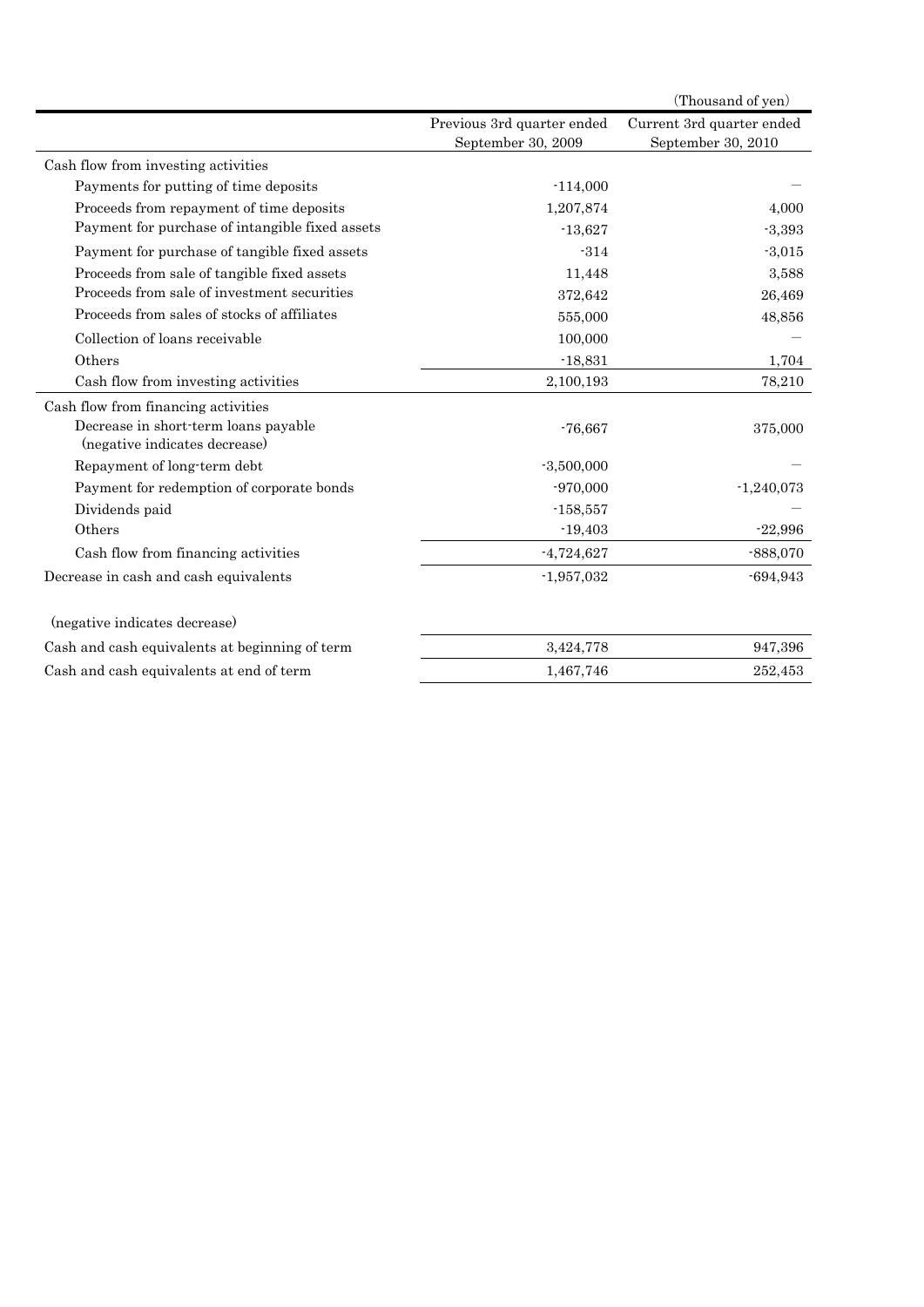(Thousand of yen)

| | Previous 3rd quarter ended September 30, 2009 | Current 3rd quarter ended September 30, 2010 |
|---|---|---|
| Cash flow from investing activities | | |
| Payments for putting of time deposits | -114,000 | − |
| Proceeds from repayment of time deposits | 1,207,874 | 4,000 |
| Payment for purchase of intangible fixed assets | -13,627 | -3,393 |
| Payment for purchase of tangible fixed assets | -314 | -3,015 |
| Proceeds from sale of tangible fixed assets | 11,448 | 3,588 |
| Proceeds from sale of investment securities | 372,642 | 26,469 |
| Proceeds from sales of stocks of affiliates | 555,000 | 48,856 |
| Collection of loans receivable | 100,000 | − |
| Others | -18,831 | 1,704 |
| Cash flow from investing activities | 2,100,193 | 78,210 |
| Cash flow from financing activities | | |
| Decrease in short-term loans payable (negative indicates decrease) | -76,667 | 375,000 |
| Repayment of long-term debt | -3,500,000 | − |
| Payment for redemption of corporate bonds | -970,000 | -1,240,073 |
| Dividends paid | -158,557 | − |
| Others | -19,403 | -22,996 |
| Cash flow from financing activities | -4,724,627 | -888,070 |
| Decrease in cash and cash equivalents | -1,957,032 | -694,943 |
| (negative indicates decrease) | | |
| Cash and cash equivalents at beginning of term | 3,424,778 | 947,396 |
| Cash and cash equivalents at end of term | 1,467,746 | 252,453 |